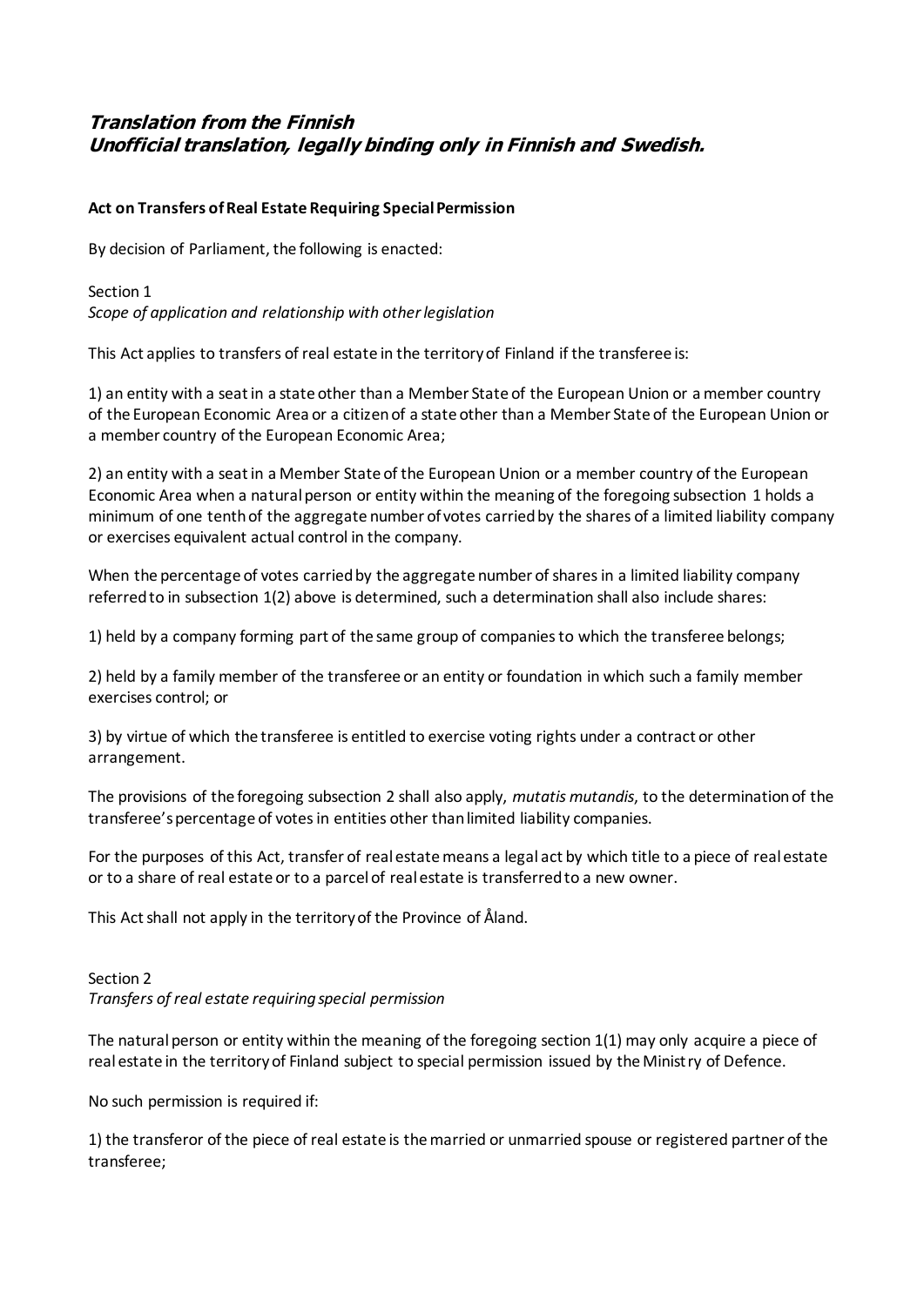***Translation from the Finnish***
***Unofficial translation, legally binding only in Finnish and Swedish.***

**Act on Transfers of Real Estate Requiring Special Permission**

By decision of Parliament, the following is enacted:

Section 1
*Scope of application and relationship with other legislation*

This Act applies to transfers of real estate in the territory of Finland if the transferee is:

1) an entity with a seat in a state other than a Member State of the European Union or a member country of the European Economic Area or a citizen of a state other than a Member State of the European Union or a member country of the European Economic Area;

2) an entity with a seat in a Member State of the European Union or a member country of the European Economic Area when a natural person or entity within the meaning of the foregoing subsection 1 holds a minimum of one tenth of the aggregate number of votes carried by the shares of a limited liability company or exercises equivalent actual control in the company.

When the percentage of votes carried by the aggregate number of shares in a limited liability company referred to in subsection 1(2) above is determined, such a determination shall also include shares:

1) held by a company forming part of the same group of companies to which the transferee belongs;

2) held by a family member of the transferee or an entity or foundation in which such a family member exercises control; or

3) by virtue of which the transferee is entitled to exercise voting rights under a contract or other arrangement.

The provisions of the foregoing subsection 2 shall also apply, *mutatis mutandis*, to the determination of the transferee's percentage of votes in entities other than limited liability companies.

For the purposes of this Act, transfer of real estate means a legal act by which title to a piece of real estate or to a share of real estate or to a parcel of real estate is transferred to a new owner.

This Act shall not apply in the territory of the Province of Åland.

Section 2
*Transfers of real estate requiring special permission*

The natural person or entity within the meaning of the foregoing section 1(1) may only acquire a piece of real estate in the territory of Finland subject to special permission issued by the Ministry of Defence.

No such permission is required if:

1) the transferor of the piece of real estate is the married or unmarried spouse or registered partner of the transferee;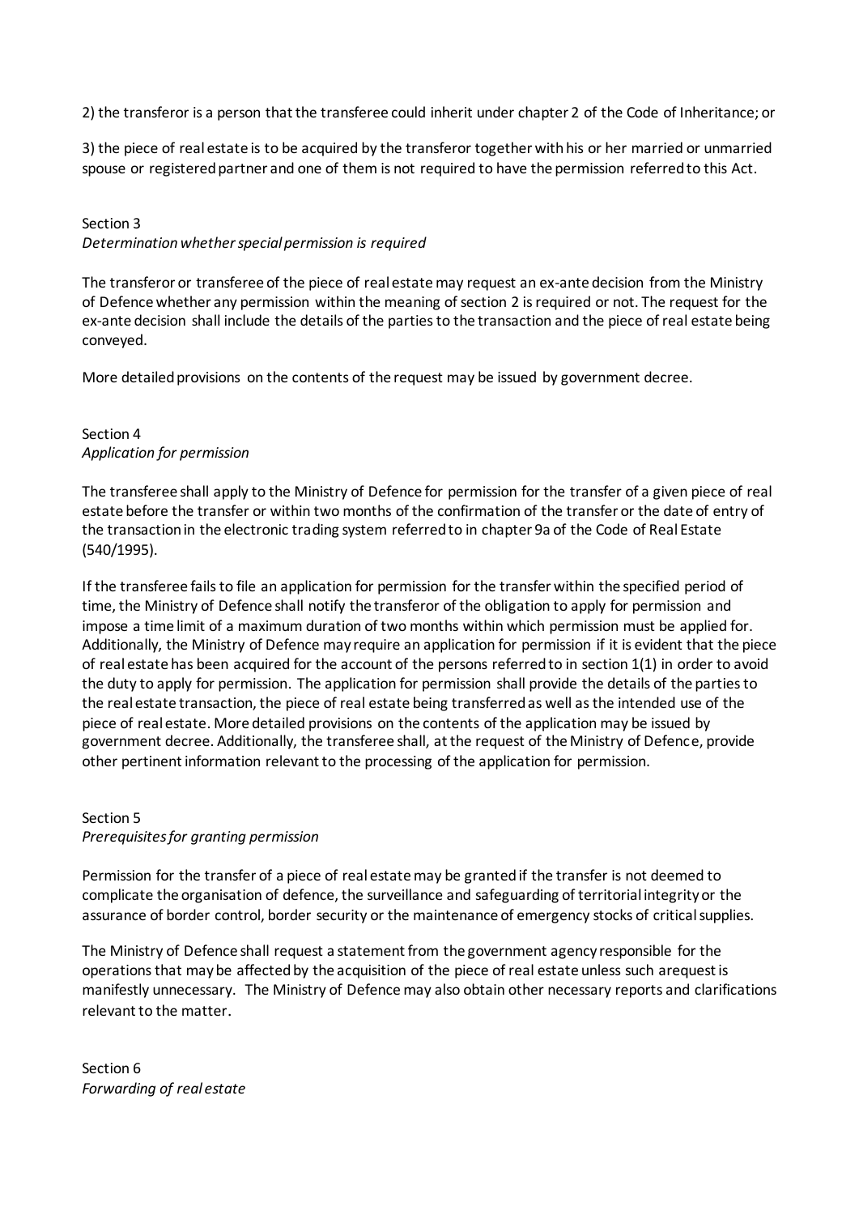2) the transferor is a person that the transferee could inherit under chapter 2 of the Code of Inheritance; or

3) the piece of real estate is to be acquired by the transferor together with his or her married or unmarried spouse or registered partner and one of them is not required to have the permission referred to this Act.

Section 3
*Determination whether special permission is required*

The transferor or transferee of the piece of real estate may request an ex-ante decision from the Ministry of Defence whether any permission within the meaning of section 2 is required or not. The request for the ex-ante decision shall include the details of the parties to the transaction and the piece of real estate being conveyed.

More detailed provisions on the contents of the request may be issued by government decree.

Section 4
*Application for permission*

The transferee shall apply to the Ministry of Defence for permission for the transfer of a given piece of real estate before the transfer or within two months of the confirmation of the transfer or the date of entry of the transaction in the electronic trading system referred to in chapter 9a of the Code of Real Estate (540/1995).

If the transferee fails to file an application for permission for the transfer within the specified period of time, the Ministry of Defence shall notify the transferor of the obligation to apply for permission and impose a time limit of a maximum duration of two months within which permission must be applied for. Additionally, the Ministry of Defence may require an application for permission if it is evident that the piece of real estate has been acquired for the account of the persons referred to in section 1(1) in order to avoid the duty to apply for permission. The application for permission shall provide the details of the parties to the real estate transaction, the piece of real estate being transferred as well as the intended use of the piece of real estate. More detailed provisions on the contents of the application may be issued by government decree. Additionally, the transferee shall, at the request of the Ministry of Defence, provide other pertinent information relevant to the processing of the application for permission.

Section 5
*Prerequisites for granting permission*

Permission for the transfer of a piece of real estate may be granted if the transfer is not deemed to complicate the organisation of defence, the surveillance and safeguarding of territorial integrity or the assurance of border control, border security or the maintenance of emergency stocks of critical supplies.

The Ministry of Defence shall request a statement from the government agency responsible for the operations that may be affected by the acquisition of the piece of real estate unless such a request is manifestly unnecessary. The Ministry of Defence may also obtain other necessary reports and clarifications relevant to the matter.

Section 6
*Forwarding of real estate*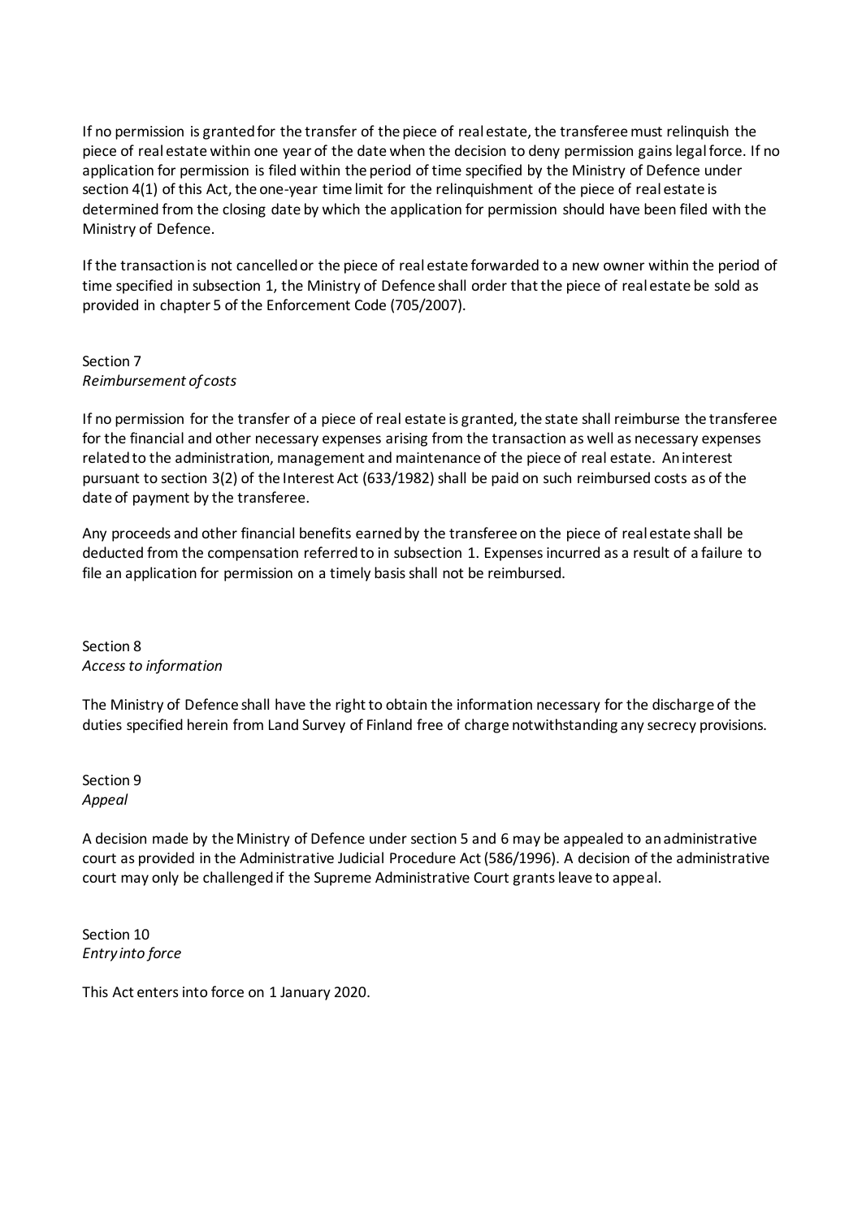If no permission is granted for the transfer of the piece of real estate, the transferee must relinquish the piece of real estate within one year of the date when the decision to deny permission gains legal force. If no application for permission is filed within the period of time specified by the Ministry of Defence under section 4(1) of this Act, the one-year time limit for the relinquishment of the piece of real estate is determined from the closing date by which the application for permission should have been filed with the Ministry of Defence.

If the transaction is not cancelled or the piece of real estate forwarded to a new owner within the period of time specified in subsection 1, the Ministry of Defence shall order that the piece of real estate be sold as provided in chapter 5 of the Enforcement Code (705/2007).

Section 7
*Reimbursement of costs*

If no permission for the transfer of a piece of real estate is granted, the state shall reimburse the transferee for the financial and other necessary expenses arising from the transaction as well as necessary expenses related to the administration, management and maintenance of the piece of real estate. An interest pursuant to section 3(2) of the Interest Act (633/1982) shall be paid on such reimbursed costs as of the date of payment by the transferee.

Any proceeds and other financial benefits earned by the transferee on the piece of real estate shall be deducted from the compensation referred to in subsection 1. Expenses incurred as a result of a failure to file an application for permission on a timely basis shall not be reimbursed.

Section 8
*Access to information*

The Ministry of Defence shall have the right to obtain the information necessary for the discharge of the duties specified herein from Land Survey of Finland free of charge notwithstanding any secrecy provisions.

Section 9
*Appeal*

A decision made by the Ministry of Defence under section 5 and 6 may be appealed to an administrative court as provided in the Administrative Judicial Procedure Act (586/1996). A decision of the administrative court may only be challenged if the Supreme Administrative Court grants leave to appeal.

Section 10
*Entry into force*

This Act enters into force on 1 January 2020.